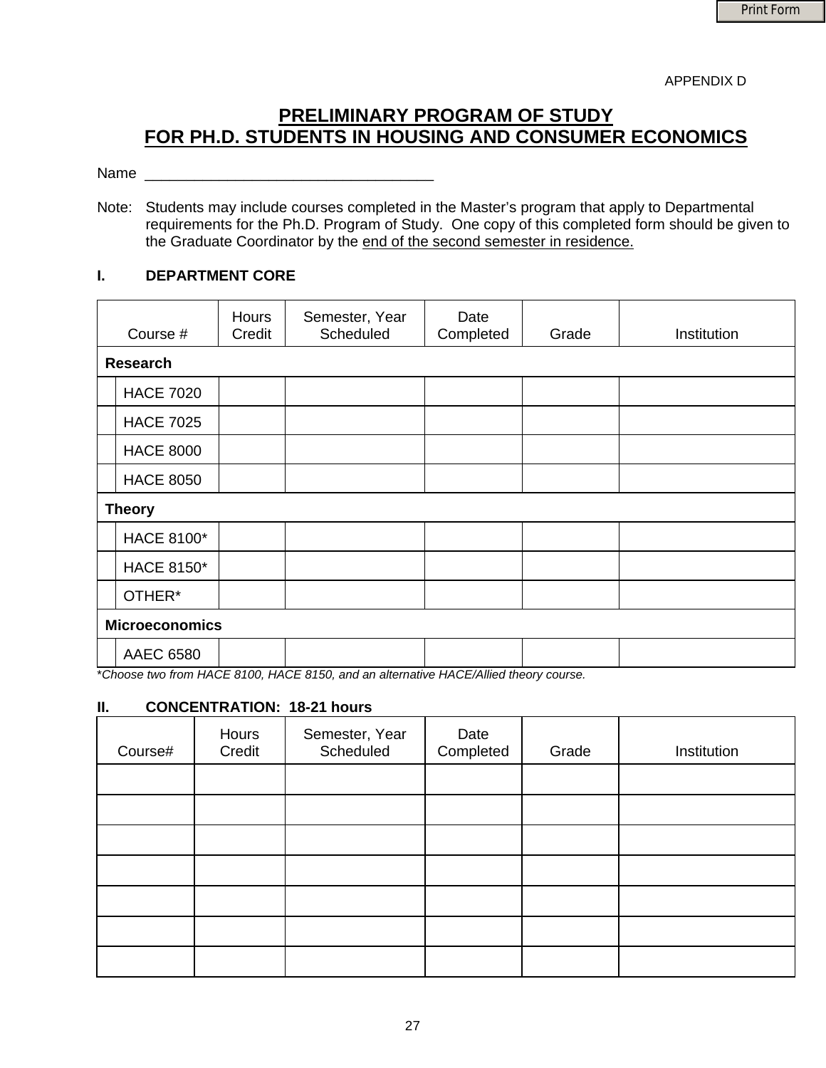APPENDIX D

# PRELIMINARY PROGRAM OF STUDY
# FOR PH.D. STUDENTS IN HOUSING AND CONSUMER ECONOMICS

Name ____________________________________

Note: Students may include courses completed in the Master's program that apply to Departmental requirements for the Ph.D. Program of Study. One copy of this completed form should be given to the Graduate Coordinator by the end of the second semester in residence.

## I. DEPARTMENT CORE

| | Course # | Hours Credit | Semester, Year Scheduled | Date Completed | Grade | Institution |
|---|---|---|---|---|---|---|
| **Research** | | | | | | |
| | HACE 7020 | | | | | |
| | HACE 7025 | | | | | |
| | HACE 8000 | | | | | |
| | HACE 8050 | | | | | |
| **Theory** | | | | | | |
| | HACE 8100* | | | | | |
| | HACE 8150* | | | | | |
| | OTHER* | | | | | |
| **Microeconomics** | | | | | | |
| | AAEC 6580 | | | | | |

*\*Choose two from HACE 8100, HACE 8150, and an alternative HACE/Allied theory course.*

## II. CONCENTRATION: 18-21 hours

| Course# | Hours Credit | Semester, Year Scheduled | Date Completed | Grade | Institution |
|---|---|---|---|---|---|
| | | | | | |
| | | | | | |
| | | | | | |
| | | | | | |
| | | | | | |
| | | | | | |
| | | | | | |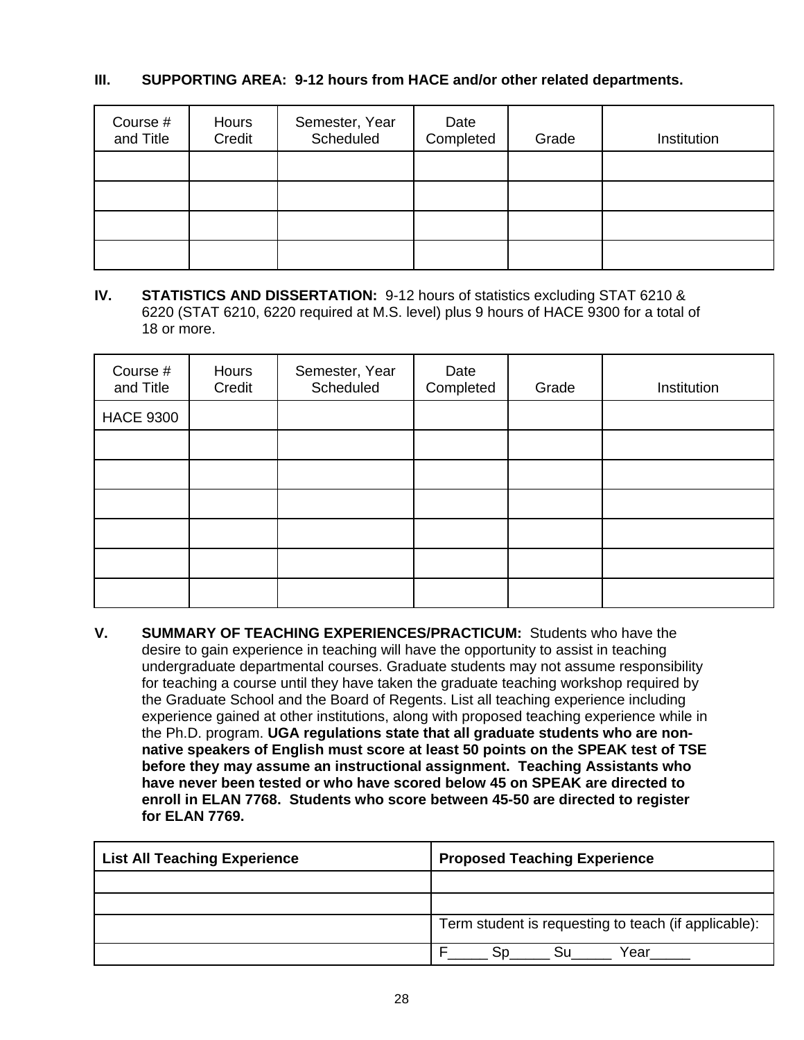**III. SUPPORTING AREA: 9-12 hours from HACE and/or other related departments.**

| Course # and Title | Hours Credit | Semester, Year Scheduled | Date Completed | Grade | Institution |
|---|---|---|---|---|---|
| | | | | | |
| | | | | | |
| | | | | | |
| | | | | | |

**IV. STATISTICS AND DISSERTATION:** 9-12 hours of statistics excluding STAT 6210 & 6220 (STAT 6210, 6220 required at M.S. level) plus 9 hours of HACE 9300 for a total of 18 or more.

| Course # and Title | Hours Credit | Semester, Year Scheduled | Date Completed | Grade | Institution |
|---|---|---|---|---|---|
| HACE 9300 | | | | | |
| | | | | | |
| | | | | | |
| | | | | | |
| | | | | | |
| | | | | | |
| | | | | | |

**V. SUMMARY OF TEACHING EXPERIENCES/PRACTICUM:** Students who have the desire to gain experience in teaching will have the opportunity to assist in teaching undergraduate departmental courses. Graduate students may not assume responsibility for teaching a course until they have taken the graduate teaching workshop required by the Graduate School and the Board of Regents. List all teaching experience including experience gained at other institutions, along with proposed teaching experience while in the Ph.D. program. **UGA regulations state that all graduate students who are non-native speakers of English must score at least 50 points on the SPEAK test of TSE before they may assume an instructional assignment. Teaching Assistants who have never been tested or who have scored below 45 on SPEAK are directed to enroll in ELAN 7768. Students who score between 45-50 are directed to register for ELAN 7769.**

| **List All Teaching Experience** | **Proposed Teaching Experience** |
|---|---|
| | |
| | |
| | Term student is requesting to teach (if applicable): |
| | F_____ Sp_____ Su_____ Year_____ |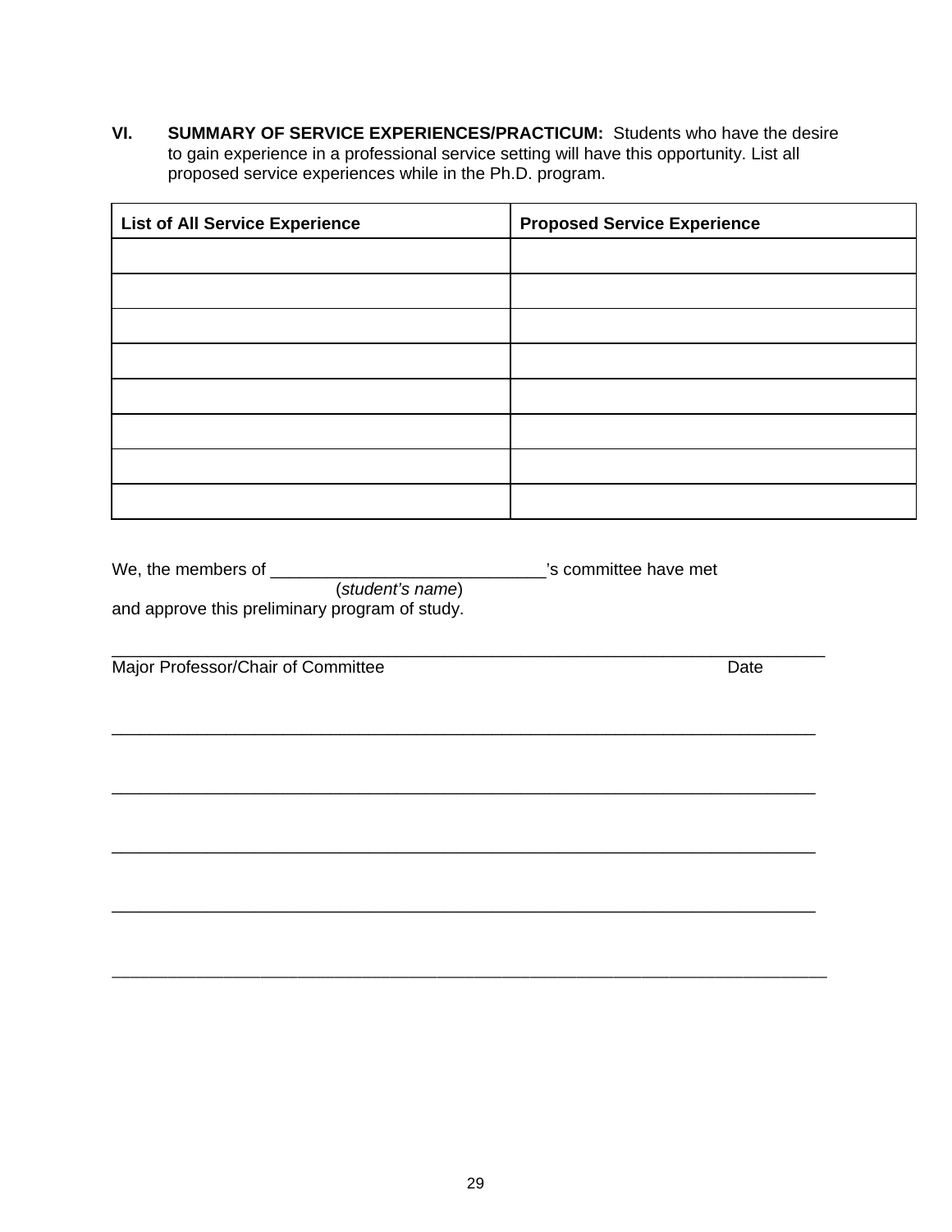**VI. SUMMARY OF SERVICE EXPERIENCES/PRACTICUM:** Students who have the desire to gain experience in a professional service setting will have this opportunity. List all proposed service experiences while in the Ph.D. program.

| List of All Service Experience | Proposed Service Experience |
|---|---|
| | |
| | |
| | |
| | |
| | |
| | |
| | |
| | |

We, the members of ____________________________'s committee have met
(*student's name*)
and approve this preliminary program of study.

___________________________________________________________________________
Major Professor/Chair of Committee Date

___________________________________________________________________________

___________________________________________________________________________

___________________________________________________________________________

___________________________________________________________________________

___________________________________________________________________________